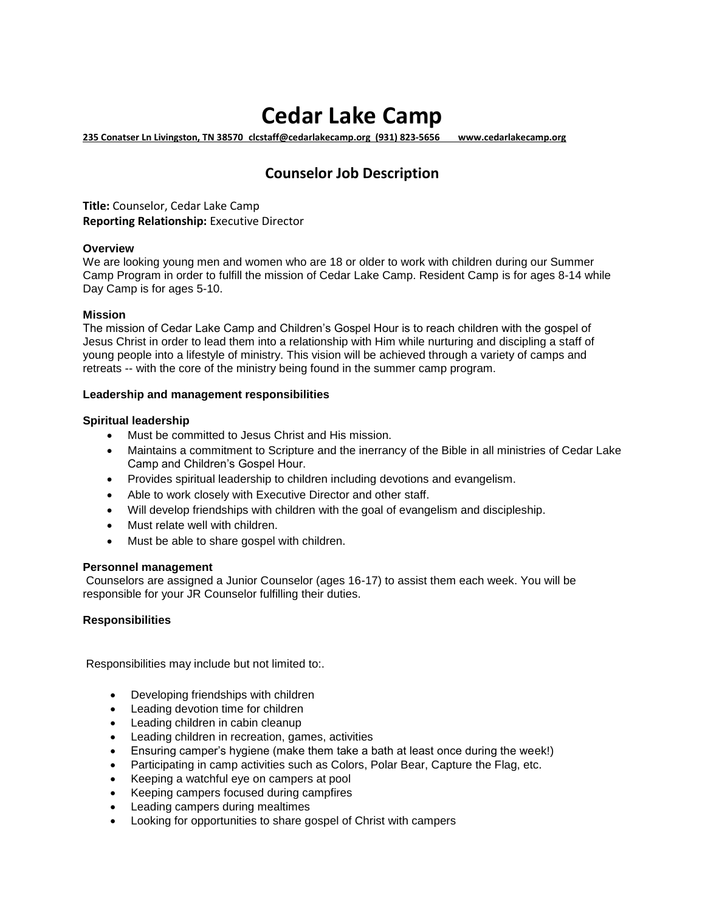# Cedar Lake Camp

**235 Conatser Ln Livingston, TN 38570 clcstaff@cedarlakecamp.org (931) 823-5656 www.cedarlakecamp.org**

## Counselor Job Description

**Title:** Counselor, Cedar Lake Camp
**Reporting Relationship:** Executive Director

### Overview

We are looking young men and women who are 18 or older to work with children during our Summer Camp Program in order to fulfill the mission of Cedar Lake Camp. Resident Camp is for ages 8-14 while Day Camp is for ages 5-10.

### Mission

The mission of Cedar Lake Camp and Children's Gospel Hour is to reach children with the gospel of Jesus Christ in order to lead them into a relationship with Him while nurturing and discipling a staff of young people into a lifestyle of ministry. This vision will be achieved through a variety of camps and retreats -- with the core of the ministry being found in the summer camp program.

### Leadership and management responsibilities

#### Spiritual leadership

- Must be committed to Jesus Christ and His mission.
- Maintains a commitment to Scripture and the inerrancy of the Bible in all ministries of Cedar Lake Camp and Children's Gospel Hour.
- Provides spiritual leadership to children including devotions and evangelism.
- Able to work closely with Executive Director and other staff.
- Will develop friendships with children with the goal of evangelism and discipleship.
- Must relate well with children.
- Must be able to share gospel with children.

#### Personnel management

Counselors are assigned a Junior Counselor (ages 16-17) to assist them each week. You will be responsible for your JR Counselor fulfilling their duties.

#### Responsibilities

Responsibilities may include but not limited to:.

- Developing friendships with children
- Leading devotion time for children
- Leading children in cabin cleanup
- Leading children in recreation, games, activities
- Ensuring camper's hygiene (make them take a bath at least once during the week!)
- Participating in camp activities such as Colors, Polar Bear, Capture the Flag, etc.
- Keeping a watchful eye on campers at pool
- Keeping campers focused during campfires
- Leading campers during mealtimes
- Looking for opportunities to share gospel of Christ with campers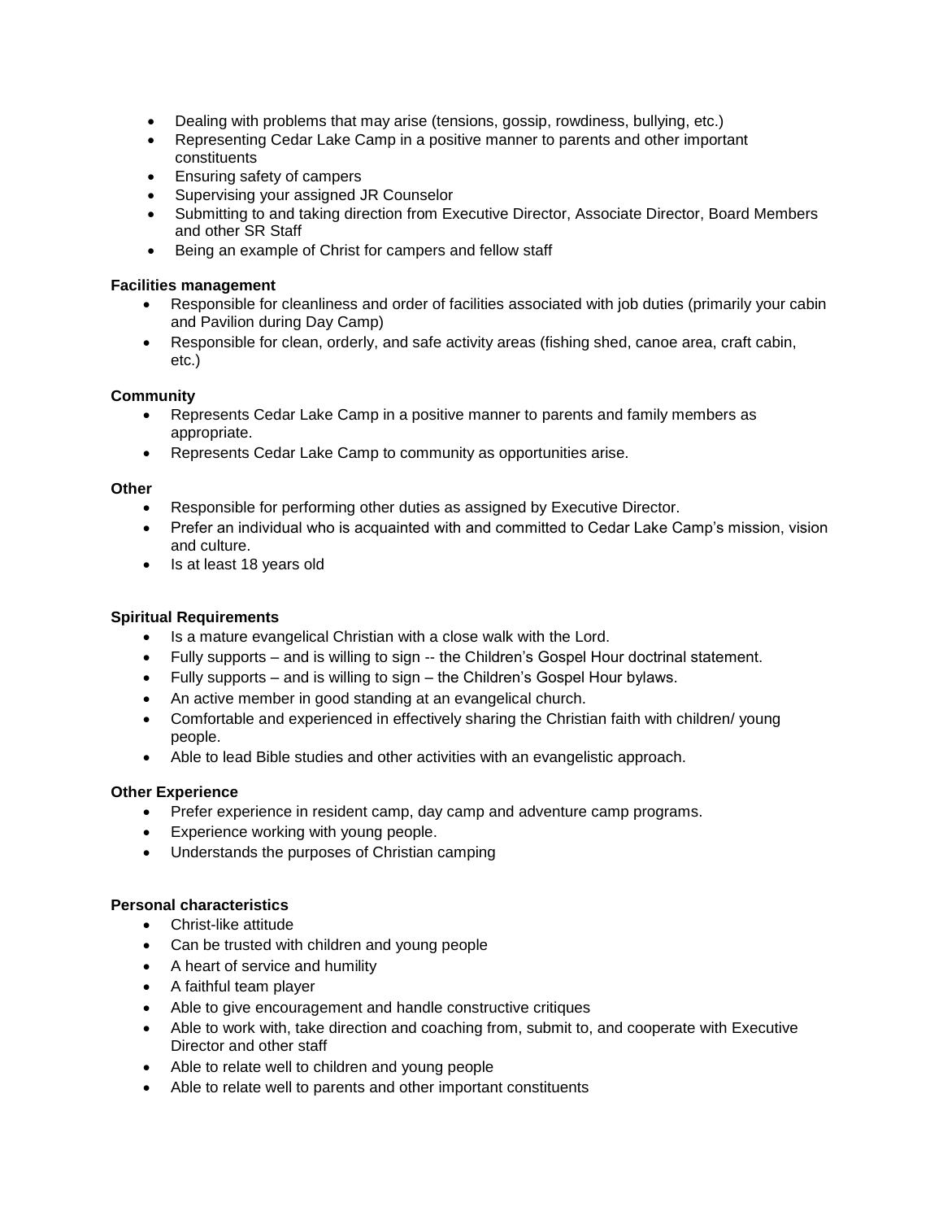- Dealing with problems that may arise (tensions, gossip, rowdiness, bullying, etc.)
- Representing Cedar Lake Camp in a positive manner to parents and other important constituents
- Ensuring safety of campers
- Supervising your assigned JR Counselor
- Submitting to and taking direction from Executive Director, Associate Director, Board Members and other SR Staff
- Being an example of Christ for campers and fellow staff

**Facilities management**

- Responsible for cleanliness and order of facilities associated with job duties (primarily your cabin and Pavilion during Day Camp)
- Responsible for clean, orderly, and safe activity areas (fishing shed, canoe area, craft cabin, etc.)

**Community**

- Represents Cedar Lake Camp in a positive manner to parents and family members as appropriate.
- Represents Cedar Lake Camp to community as opportunities arise.

**Other**

- Responsible for performing other duties as assigned by Executive Director.
- Prefer an individual who is acquainted with and committed to Cedar Lake Camp's mission, vision and culture.
- Is at least 18 years old

**Spiritual Requirements**

- Is a mature evangelical Christian with a close walk with the Lord.
- Fully supports – and is willing to sign -- the Children's Gospel Hour doctrinal statement.
- Fully supports – and is willing to sign – the Children's Gospel Hour bylaws.
- An active member in good standing at an evangelical church.
- Comfortable and experienced in effectively sharing the Christian faith with children/ young people.
- Able to lead Bible studies and other activities with an evangelistic approach.

**Other Experience**

- Prefer experience in resident camp, day camp and adventure camp programs.
- Experience working with young people.
- Understands the purposes of Christian camping

**Personal characteristics**

- Christ-like attitude
- Can be trusted with children and young people
- A heart of service and humility
- A faithful team player
- Able to give encouragement and handle constructive critiques
- Able to work with, take direction and coaching from, submit to, and cooperate with Executive Director and other staff
- Able to relate well to children and young people
- Able to relate well to parents and other important constituents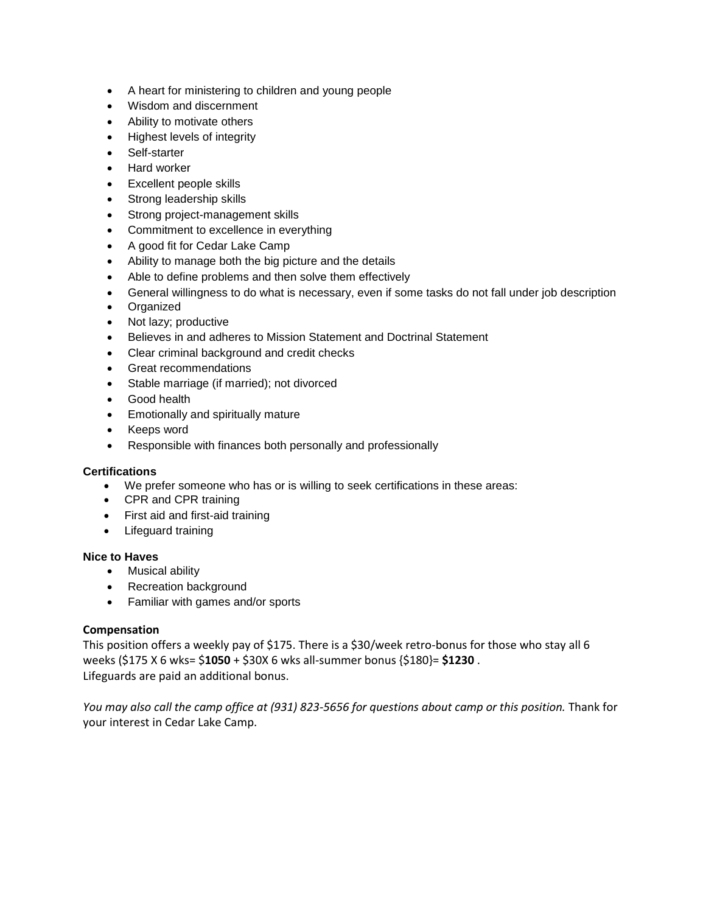- A heart for ministering to children and young people
- Wisdom and discernment
- Ability to motivate others
- Highest levels of integrity
- Self-starter
- Hard worker
- Excellent people skills
- Strong leadership skills
- Strong project-management skills
- Commitment to excellence in everything
- A good fit for Cedar Lake Camp
- Ability to manage both the big picture and the details
- Able to define problems and then solve them effectively
- General willingness to do what is necessary, even if some tasks do not fall under job description
- Organized
- Not lazy; productive
- Believes in and adheres to Mission Statement and Doctrinal Statement
- Clear criminal background and credit checks
- Great recommendations
- Stable marriage (if married); not divorced
- Good health
- Emotionally and spiritually mature
- Keeps word
- Responsible with finances both personally and professionally

**Certifications**

- We prefer someone who has or is willing to seek certifications in these areas:
- CPR and CPR training
- First aid and first-aid training
- Lifeguard training

**Nice to Haves**

- Musical ability
- Recreation background
- Familiar with games and/or sports

**Compensation**

This position offers a weekly pay of $175. There is a $30/week retro-bonus for those who stay all 6 weeks ($175 X 6 wks= $**1050** + $30X 6 wks all-summer bonus {$180}= **$1230** .
Lifeguards are paid an additional bonus.

*You may also call the camp office at (931) 823-5656 for questions about camp or this position.* Thank for your interest in Cedar Lake Camp.